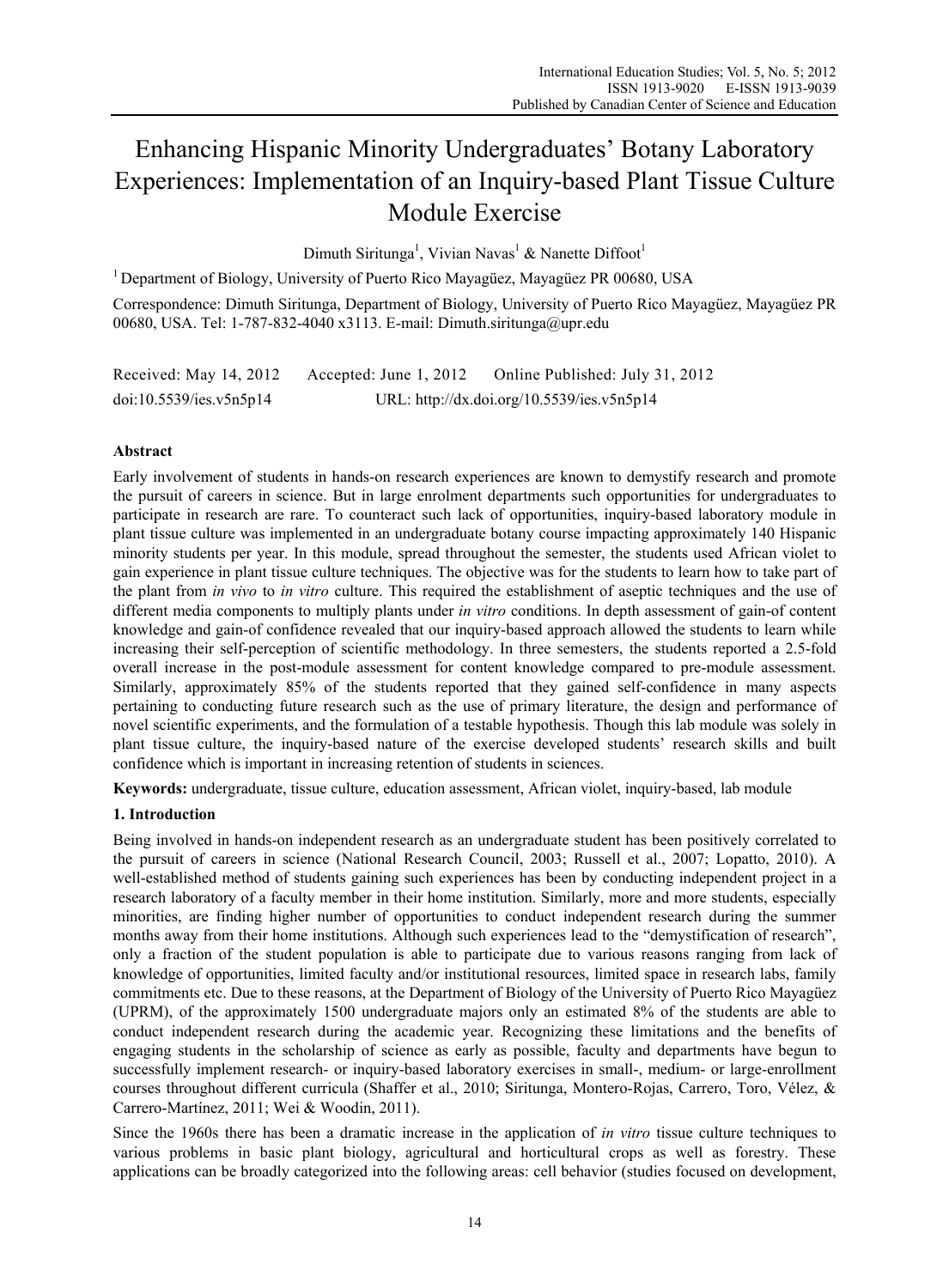# Enhancing Hispanic Minority Undergraduates' Botany Laboratory Experiences: Implementation of an Inquiry-based Plant Tissue Culture Module Exercise

Dimuth Siritunga[1], Vivian Navas[1] & Nanette Diffoot[1]

[1] Department of Biology, University of Puerto Rico Mayagüez, Mayagüez PR 00680, USA

Correspondence: Dimuth Siritunga, Department of Biology, University of Puerto Rico Mayagüez, Mayagüez PR 00680, USA. Tel: 1-787-832-4040 x3113. E-mail: Dimuth.siritunga@upr.edu

Received: May 14, 2012 Accepted: June 1, 2012 Online Published: July 31, 2012

doi:10.5539/ies.v5n5p14 URL: http://dx.doi.org/10.5539/ies.v5n5p14

## Abstract

Early involvement of students in hands-on research experiences are known to demystify research and promote the pursuit of careers in science. But in large enrolment departments such opportunities for undergraduates to participate in research are rare. To counteract such lack of opportunities, inquiry-based laboratory module in plant tissue culture was implemented in an undergraduate botany course impacting approximately 140 Hispanic minority students per year. In this module, spread throughout the semester, the students used African violet to gain experience in plant tissue culture techniques. The objective was for the students to learn how to take part of the plant from *in vivo* to *in vitro* culture. This required the establishment of aseptic techniques and the use of different media components to multiply plants under *in vitro* conditions. In depth assessment of gain-of content knowledge and gain-of confidence revealed that our inquiry-based approach allowed the students to learn while increasing their self-perception of scientific methodology. In three semesters, the students reported a 2.5-fold overall increase in the post-module assessment for content knowledge compared to pre-module assessment. Similarly, approximately 85% of the students reported that they gained self-confidence in many aspects pertaining to conducting future research such as the use of primary literature, the design and performance of novel scientific experiments, and the formulation of a testable hypothesis. Though this lab module was solely in plant tissue culture, the inquiry-based nature of the exercise developed students' research skills and built confidence which is important in increasing retention of students in sciences.

**Keywords:** undergraduate, tissue culture, education assessment, African violet, inquiry-based, lab module

## 1. Introduction

Being involved in hands-on independent research as an undergraduate student has been positively correlated to the pursuit of careers in science (National Research Council, 2003; Russell et al., 2007; Lopatto, 2010). A well-established method of students gaining such experiences has been by conducting independent project in a research laboratory of a faculty member in their home institution. Similarly, more and more students, especially minorities, are finding higher number of opportunities to conduct independent research during the summer months away from their home institutions. Although such experiences lead to the "demystification of research", only a fraction of the student population is able to participate due to various reasons ranging from lack of knowledge of opportunities, limited faculty and/or institutional resources, limited space in research labs, family commitments etc. Due to these reasons, at the Department of Biology of the University of Puerto Rico Mayagüez (UPRM), of the approximately 1500 undergraduate majors only an estimated 8% of the students are able to conduct independent research during the academic year. Recognizing these limitations and the benefits of engaging students in the scholarship of science as early as possible, faculty and departments have begun to successfully implement research- or inquiry-based laboratory exercises in small-, medium- or large-enrollment courses throughout different curricula (Shaffer et al., 2010; Siritunga, Montero-Rojas, Carrero, Toro, Vélez, & Carrero-Martínez, 2011; Wei & Woodin, 2011).

Since the 1960s there has been a dramatic increase in the application of *in vitro* tissue culture techniques to various problems in basic plant biology, agricultural and horticultural crops as well as forestry. These applications can be broadly categorized into the following areas: cell behavior (studies focused on development,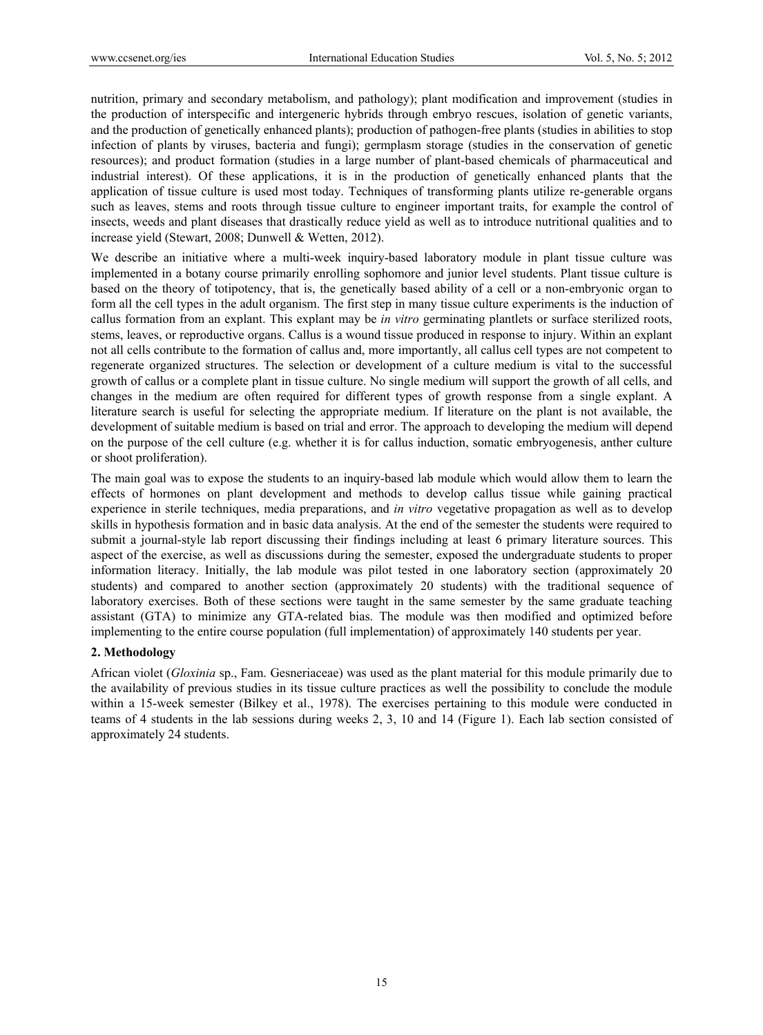nutrition, primary and secondary metabolism, and pathology); plant modification and improvement (studies in the production of interspecific and intergeneric hybrids through embryo rescues, isolation of genetic variants, and the production of genetically enhanced plants); production of pathogen-free plants (studies in abilities to stop infection of plants by viruses, bacteria and fungi); germplasm storage (studies in the conservation of genetic resources); and product formation (studies in a large number of plant-based chemicals of pharmaceutical and industrial interest). Of these applications, it is in the production of genetically enhanced plants that the application of tissue culture is used most today. Techniques of transforming plants utilize re-generable organs such as leaves, stems and roots through tissue culture to engineer important traits, for example the control of insects, weeds and plant diseases that drastically reduce yield as well as to introduce nutritional qualities and to increase yield (Stewart, 2008; Dunwell & Wetten, 2012).

We describe an initiative where a multi-week inquiry-based laboratory module in plant tissue culture was implemented in a botany course primarily enrolling sophomore and junior level students. Plant tissue culture is based on the theory of totipotency, that is, the genetically based ability of a cell or a non-embryonic organ to form all the cell types in the adult organism. The first step in many tissue culture experiments is the induction of callus formation from an explant. This explant may be *in vitro* germinating plantlets or surface sterilized roots, stems, leaves, or reproductive organs. Callus is a wound tissue produced in response to injury. Within an explant not all cells contribute to the formation of callus and, more importantly, all callus cell types are not competent to regenerate organized structures. The selection or development of a culture medium is vital to the successful growth of callus or a complete plant in tissue culture. No single medium will support the growth of all cells, and changes in the medium are often required for different types of growth response from a single explant. A literature search is useful for selecting the appropriate medium. If literature on the plant is not available, the development of suitable medium is based on trial and error. The approach to developing the medium will depend on the purpose of the cell culture (e.g. whether it is for callus induction, somatic embryogenesis, anther culture or shoot proliferation).

The main goal was to expose the students to an inquiry-based lab module which would allow them to learn the effects of hormones on plant development and methods to develop callus tissue while gaining practical experience in sterile techniques, media preparations, and *in vitro* vegetative propagation as well as to develop skills in hypothesis formation and in basic data analysis. At the end of the semester the students were required to submit a journal-style lab report discussing their findings including at least 6 primary literature sources. This aspect of the exercise, as well as discussions during the semester, exposed the undergraduate students to proper information literacy. Initially, the lab module was pilot tested in one laboratory section (approximately 20 students) and compared to another section (approximately 20 students) with the traditional sequence of laboratory exercises. Both of these sections were taught in the same semester by the same graduate teaching assistant (GTA) to minimize any GTA-related bias. The module was then modified and optimized before implementing to the entire course population (full implementation) of approximately 140 students per year.

## 2. Methodology

African violet (*Gloxinia* sp., Fam. Gesneriaceae) was used as the plant material for this module primarily due to the availability of previous studies in its tissue culture practices as well the possibility to conclude the module within a 15-week semester (Bilkey et al., 1978). The exercises pertaining to this module were conducted in teams of 4 students in the lab sessions during weeks 2, 3, 10 and 14 (Figure 1). Each lab section consisted of approximately 24 students.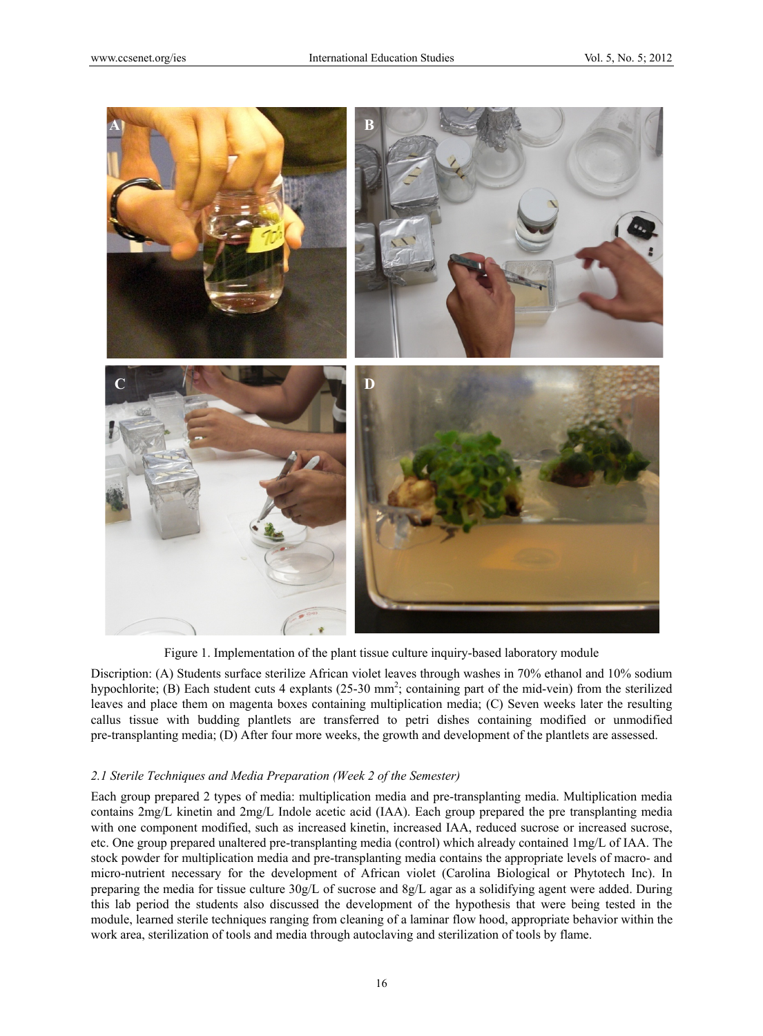Figure 1. Implementation of the plant tissue culture inquiry-based laboratory module

Discription: (A) Students surface sterilize African violet leaves through washes in 70% ethanol and 10% sodium hypochlorite; (B) Each student cuts 4 explants (25-30 mm$^2$; containing part of the mid-vein) from the sterilized leaves and place them on magenta boxes containing multiplication media; (C) Seven weeks later the resulting callus tissue with budding plantlets are transferred to petri dishes containing modified or unmodified pre-transplanting media; (D) After four more weeks, the growth and development of the plantlets are assessed.

### *2.1 Sterile Techniques and Media Preparation (Week 2 of the Semester)*

Each group prepared 2 types of media: multiplication media and pre-transplanting media. Multiplication media contains 2mg/L kinetin and 2mg/L Indole acetic acid (IAA). Each group prepared the pre transplanting media with one component modified, such as increased kinetin, increased IAA, reduced sucrose or increased sucrose, etc. One group prepared unaltered pre-transplanting media (control) which already contained 1mg/L of IAA. The stock powder for multiplication media and pre-transplanting media contains the appropriate levels of macro- and micro-nutrient necessary for the development of African violet (Carolina Biological or Phytotech Inc). In preparing the media for tissue culture 30g/L of sucrose and 8g/L agar as a solidifying agent were added. During this lab period the students also discussed the development of the hypothesis that were being tested in the module, learned sterile techniques ranging from cleaning of a laminar flow hood, appropriate behavior within the work area, sterilization of tools and media through autoclaving and sterilization of tools by flame.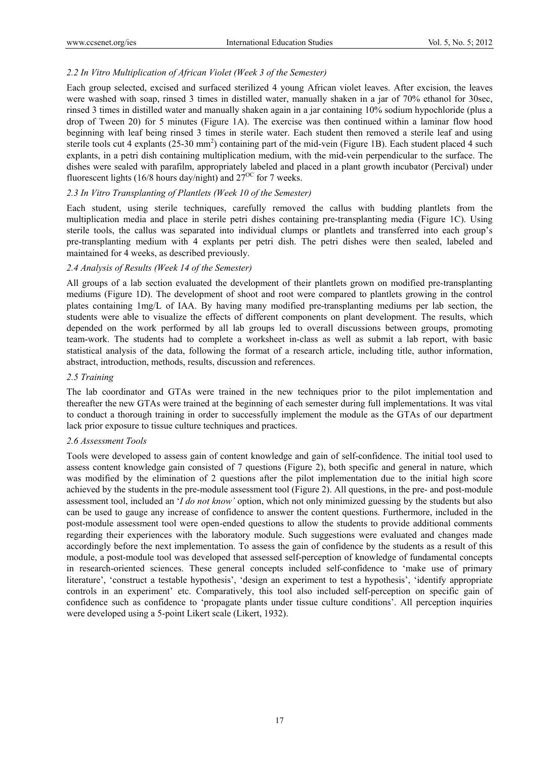### *2.2 In Vitro Multiplication of African Violet (Week 3 of the Semester)*

Each group selected, excised and surfaced sterilized 4 young African violet leaves. After excision, the leaves were washed with soap, rinsed 3 times in distilled water, manually shaken in a jar of 70% ethanol for 30sec, rinsed 3 times in distilled water and manually shaken again in a jar containing 10% sodium hypochloride (plus a drop of Tween 20) for 5 minutes (Figure 1A). The exercise was then continued within a laminar flow hood beginning with leaf being rinsed 3 times in sterile water. Each student then removed a sterile leaf and using sterile tools cut 4 explants (25-30 $mm^2$) containing part of the mid-vein (Figure 1B). Each student placed 4 such explants, in a petri dish containing multiplication medium, with the mid-vein perpendicular to the surface. The dishes were sealed with parafilm, appropriately labeled and placed in a plant growth incubator (Percival) under fluorescent lights (16/8 hours day/night) and $27^{OC}$ for 7 weeks.

### *2.3 In Vitro Transplanting of Plantlets (Week 10 of the Semester)*

Each student, using sterile techniques, carefully removed the callus with budding plantlets from the multiplication media and place in sterile petri dishes containing pre-transplanting media (Figure 1C). Using sterile tools, the callus was separated into individual clumps or plantlets and transferred into each group's pre-transplanting medium with 4 explants per petri dish. The petri dishes were then sealed, labeled and maintained for 4 weeks, as described previously.

### *2.4 Analysis of Results (Week 14 of the Semester)*

All groups of a lab section evaluated the development of their plantlets grown on modified pre-transplanting mediums (Figure 1D). The development of shoot and root were compared to plantlets growing in the control plates containing 1mg/L of IAA. By having many modified pre-transplanting mediums per lab section, the students were able to visualize the effects of different components on plant development. The results, which depended on the work performed by all lab groups led to overall discussions between groups, promoting team-work. The students had to complete a worksheet in-class as well as submit a lab report, with basic statistical analysis of the data, following the format of a research article, including title, author information, abstract, introduction, methods, results, discussion and references.

### *2.5 Training*

The lab coordinator and GTAs were trained in the new techniques prior to the pilot implementation and thereafter the new GTAs were trained at the beginning of each semester during full implementations. It was vital to conduct a thorough training in order to successfully implement the module as the GTAs of our department lack prior exposure to tissue culture techniques and practices.

### *2.6 Assessment Tools*

Tools were developed to assess gain of content knowledge and gain of self-confidence. The initial tool used to assess content knowledge gain consisted of 7 questions (Figure 2), both specific and general in nature, which was modified by the elimination of 2 questions after the pilot implementation due to the initial high score achieved by the students in the pre-module assessment tool (Figure 2). All questions, in the pre- and post-module assessment tool, included an '*I do not know'* option, which not only minimized guessing by the students but also can be used to gauge any increase of confidence to answer the content questions. Furthermore, included in the post-module assessment tool were open-ended questions to allow the students to provide additional comments regarding their experiences with the laboratory module. Such suggestions were evaluated and changes made accordingly before the next implementation. To assess the gain of confidence by the students as a result of this module, a post-module tool was developed that assessed self-perception of knowledge of fundamental concepts in research-oriented sciences. These general concepts included self-confidence to 'make use of primary literature', 'construct a testable hypothesis', 'design an experiment to test a hypothesis', 'identify appropriate controls in an experiment' etc. Comparatively, this tool also included self-perception on specific gain of confidence such as confidence to 'propagate plants under tissue culture conditions'. All perception inquiries were developed using a 5-point Likert scale (Likert, 1932).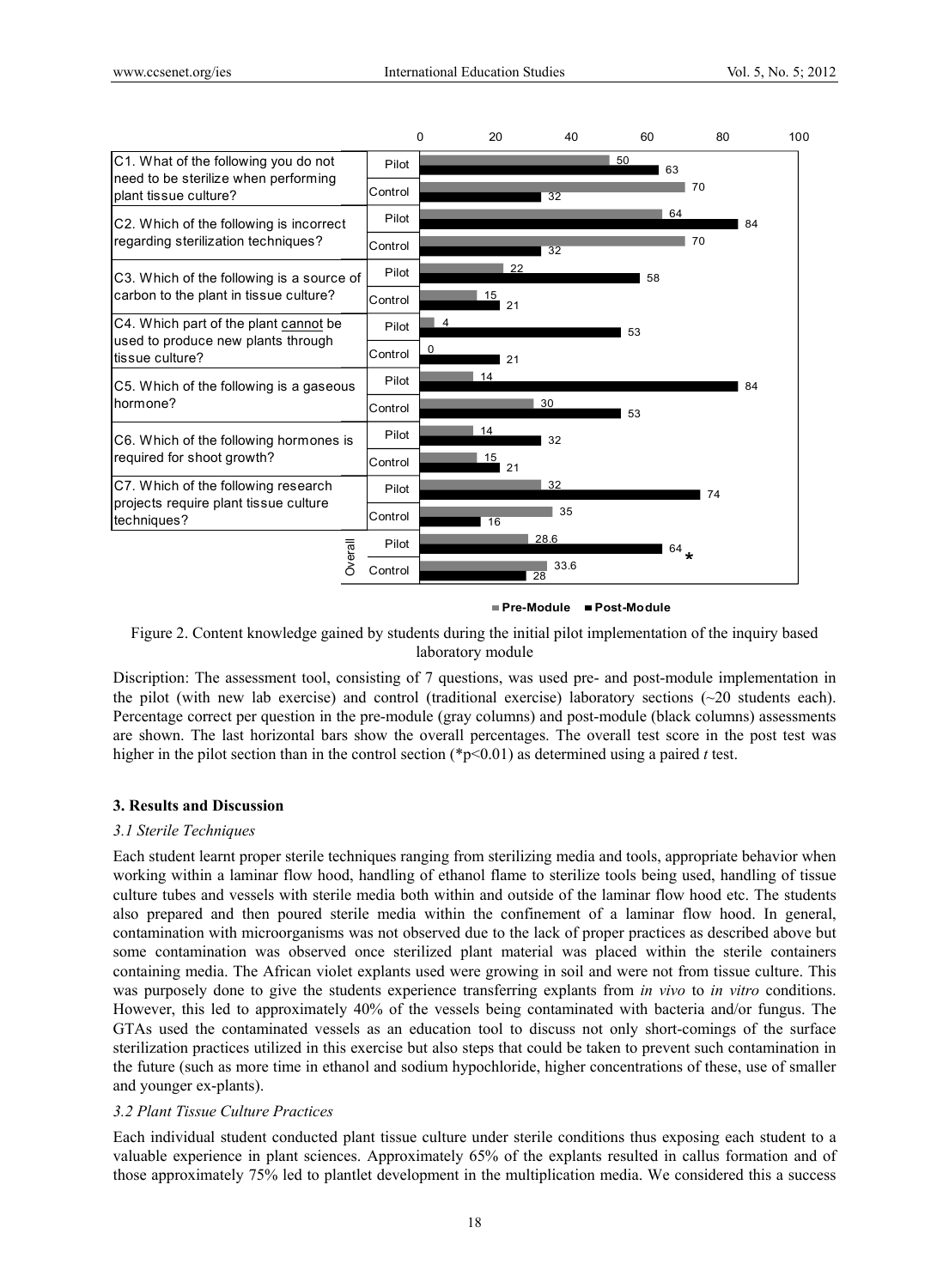| Question | Section | Pre-Module | Post-Module |
|---|---|---|---|
| C1. What of the following you do not need to be sterilize when performing plant tissue culture? | Pilot | 50 | 63 |
| | Control | 70 | 32 |
| C2. Which of the following is incorrect regarding sterilization techniques? | Pilot | 64 | 84 |
| | Control | 70 | 32 |
| C3. Which of the following is a source of carbon to the plant in tissue culture? | Pilot | 22 | 58 |
| | Control | 15 | 21 |
| C4. Which part of the plant cannot be used to produce new plants through tissue culture? | Pilot | 4 | 53 |
| | Control | 0 | 21 |
| C5. Which of the following is a gaseous hormone? | Pilot | 14 | 84 |
| | Control | 30 | 53 |
| C6. Which of the following hormones is required for shoot growth? | Pilot | 14 | 32 |
| | Control | 15 | 21 |
| C7. Which of the following research projects require plant tissue culture techniques? | Pilot | 32 | 74 |
| | Control | 35 | 16 |
| Overall | Pilot | 28.6 | 64 * |
| | Control | 33.6 | 28 |

Figure 2. Content knowledge gained by students during the initial pilot implementation of the inquiry based laboratory module

Discription: The assessment tool, consisting of 7 questions, was used pre- and post-module implementation in the pilot (with new lab exercise) and control (traditional exercise) laboratory sections (~20 students each). Percentage correct per question in the pre-module (gray columns) and post-module (black columns) assessments are shown. The last horizontal bars show the overall percentages. The overall test score in the post test was higher in the pilot section than in the control section (*$p<0.01$) as determined using a paired *t* test.

## 3. Results and Discussion

### *3.1 Sterile Techniques*

Each student learnt proper sterile techniques ranging from sterilizing media and tools, appropriate behavior when working within a laminar flow hood, handling of ethanol flame to sterilize tools being used, handling of tissue culture tubes and vessels with sterile media both within and outside of the laminar flow hood etc. The students also prepared and then poured sterile media within the confinement of a laminar flow hood. In general, contamination with microorganisms was not observed due to the lack of proper practices as described above but some contamination was observed once sterilized plant material was placed within the sterile containers containing media. The African violet explants used were growing in soil and were not from tissue culture. This was purposely done to give the students experience transferring explants from *in vivo* to *in vitro* conditions. However, this led to approximately 40% of the vessels being contaminated with bacteria and/or fungus. The GTAs used the contaminated vessels as an education tool to discuss not only short-comings of the surface sterilization practices utilized in this exercise but also steps that could be taken to prevent such contamination in the future (such as more time in ethanol and sodium hypochloride, higher concentrations of these, use of smaller and younger ex-plants).

### *3.2 Plant Tissue Culture Practices*

Each individual student conducted plant tissue culture under sterile conditions thus exposing each student to a valuable experience in plant sciences. Approximately 65% of the explants resulted in callus formation and of those approximately 75% led to plantlet development in the multiplication media. We considered this a success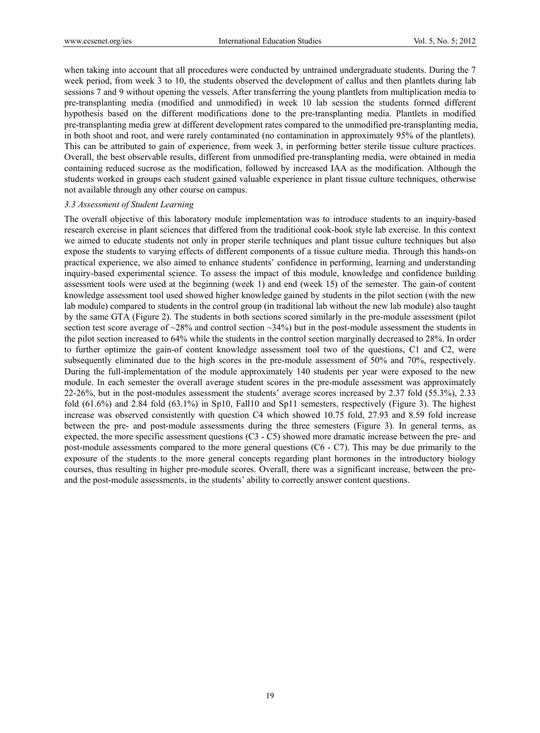when taking into account that all procedures were conducted by untrained undergraduate students. During the 7 week period, from week 3 to 10, the students observed the development of callus and then plantlets during lab sessions 7 and 9 without opening the vessels. After transferring the young plantlets from multiplication media to pre-transplanting media (modified and unmodified) in week 10 lab session the students formed different hypothesis based on the different modifications done to the pre-transplanting media. Plantlets in modified pre-transplanting media grew at different development rates compared to the unmodified pre-transplanting media, in both shoot and root, and were rarely contaminated (no contamination in approximately 95% of the plantlets). This can be attributed to gain of experience, from week 3, in performing better sterile tissue culture practices. Overall, the best observable results, different from unmodified pre-transplanting media, were obtained in media containing reduced sucrose as the modification, followed by increased IAA as the modification. Although the students worked in groups each student gained valuable experience in plant tissue culture techniques, otherwise not available through any other course on campus.

### *3.3 Assessment of Student Learning*

The overall objective of this laboratory module implementation was to introduce students to an inquiry-based research exercise in plant sciences that differed from the traditional cook-book style lab exercise. In this context we aimed to educate students not only in proper sterile techniques and plant tissue culture techniques but also expose the students to varying effects of different components of a tissue culture media. Through this hands-on practical experience, we also aimed to enhance students' confidence in performing, learning and understanding inquiry-based experimental science. To assess the impact of this module, knowledge and confidence building assessment tools were used at the beginning (week 1) and end (week 15) of the semester. The gain-of content knowledge assessment tool used showed higher knowledge gained by students in the pilot section (with the new lab module) compared to students in the control group (in traditional lab without the new lab module) also taught by the same GTA (Figure 2). The students in both sections scored similarly in the pre-module assessment (pilot section test score average of ~28% and control section ~34%) but in the post-module assessment the students in the pilot section increased to 64% while the students in the control section marginally decreased to 28%. In order to further optimize the gain-of content knowledge assessment tool two of the questions, C1 and C2, were subsequently eliminated due to the high scores in the pre-module assessment of 50% and 70%, respectively. During the full-implementation of the module approximately 140 students per year were exposed to the new module. In each semester the overall average student scores in the pre-module assessment was approximately 22-26%, but in the post-modules assessment the students' average scores increased by 2.37 fold (55.3%), 2.33 fold (61.6%) and 2.84 fold (63.1%) in Sp10, Fall10 and Sp11 semesters, respectively (Figure 3). The highest increase was observed consistently with question C4 which showed 10.75 fold, 27.93 and 8.59 fold increase between the pre- and post-module assessments during the three semesters (Figure 3). In general terms, as expected, the more specific assessment questions (C3 - C5) showed more dramatic increase between the pre- and post-module assessments compared to the more general questions (C6 - C7). This may be due primarily to the exposure of the students to the more general concepts regarding plant hormones in the introductory biology courses, thus resulting in higher pre-module scores. Overall, there was a significant increase, between the pre- and the post-module assessments, in the students' ability to correctly answer content questions.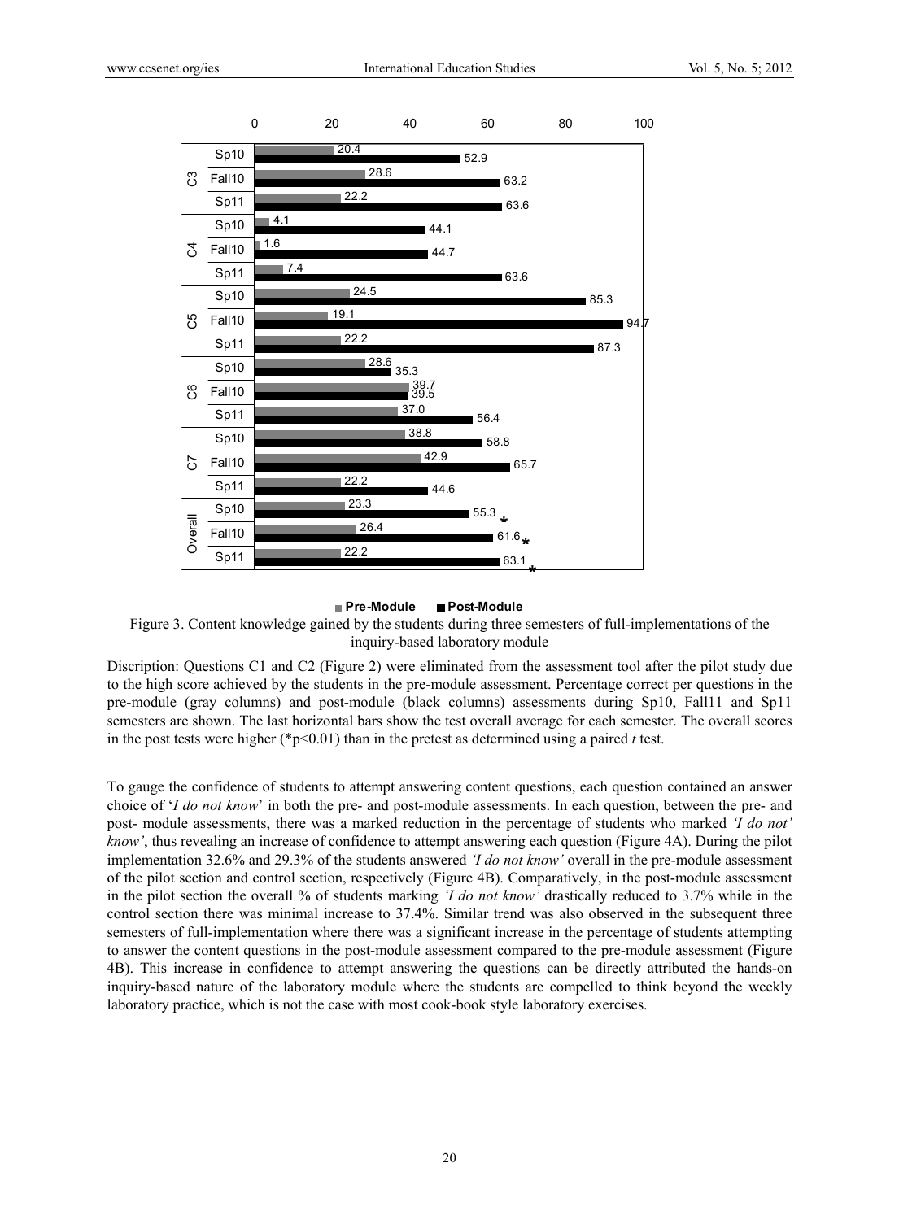| Question | Semester | Pre-Module | Post-Module |
|---|---|---|---|
| C3 | Sp10 | 20.4 | 52.9 |
| | Fall10 | 28.6 | 63.2 |
| | Sp11 | 22.2 | 63.6 |
| C4 | Sp10 | 4.1 | 44.1 |
| | Fall10 | 1.6 | 44.7 |
| | Sp11 | 7.4 | 63.6 |
| C5 | Sp10 | 24.5 | 85.3 |
| | Fall10 | 19.1 | 94.7 |
| | Sp11 | 22.2 | 87.3 |
| C6 | Sp10 | 28.6 | 35.3 |
| | Fall10 | 39.7 | 39.5 |
| | Sp11 | 37.0 | 56.4 |
| C7 | Sp10 | 38.8 | 58.8 |
| | Fall10 | 42.9 | 65.7 |
| | Sp11 | 22.2 | 44.6 |
| Overall | Sp10 | 23.3 | 55.3* |
| | Fall10 | 26.4 | 61.6* |
| | Sp11 | 22.2 | 63.1* |

Figure 3. Content knowledge gained by the students during three semesters of full-implementations of the inquiry-based laboratory module

Discription: Questions C1 and C2 (Figure 2) were eliminated from the assessment tool after the pilot study due to the high score achieved by the students in the pre-module assessment. Percentage correct per questions in the pre-module (gray columns) and post-module (black columns) assessments during Sp10, Fall11 and Sp11 semesters are shown. The last horizontal bars show the test overall average for each semester. The overall scores in the post tests were higher (*$p<0.01$) than in the pretest as determined using a paired *t* test.

To gauge the confidence of students to attempt answering content questions, each question contained an answer choice of '*I do not know*' in both the pre- and post-module assessments. In each question, between the pre- and post- module assessments, there was a marked reduction in the percentage of students who marked *'I do not' know'*, thus revealing an increase of confidence to attempt answering each question (Figure 4A). During the pilot implementation 32.6% and 29.3% of the students answered *'I do not know'* overall in the pre-module assessment of the pilot section and control section, respectively (Figure 4B). Comparatively, in the post-module assessment in the pilot section the overall % of students marking *'I do not know'* drastically reduced to 3.7% while in the control section there was minimal increase to 37.4%. Similar trend was also observed in the subsequent three semesters of full-implementation where there was a significant increase in the percentage of students attempting to answer the content questions in the post-module assessment compared to the pre-module assessment (Figure 4B). This increase in confidence to attempt answering the questions can be directly attributed the hands-on inquiry-based nature of the laboratory module where the students are compelled to think beyond the weekly laboratory practice, which is not the case with most cook-book style laboratory exercises.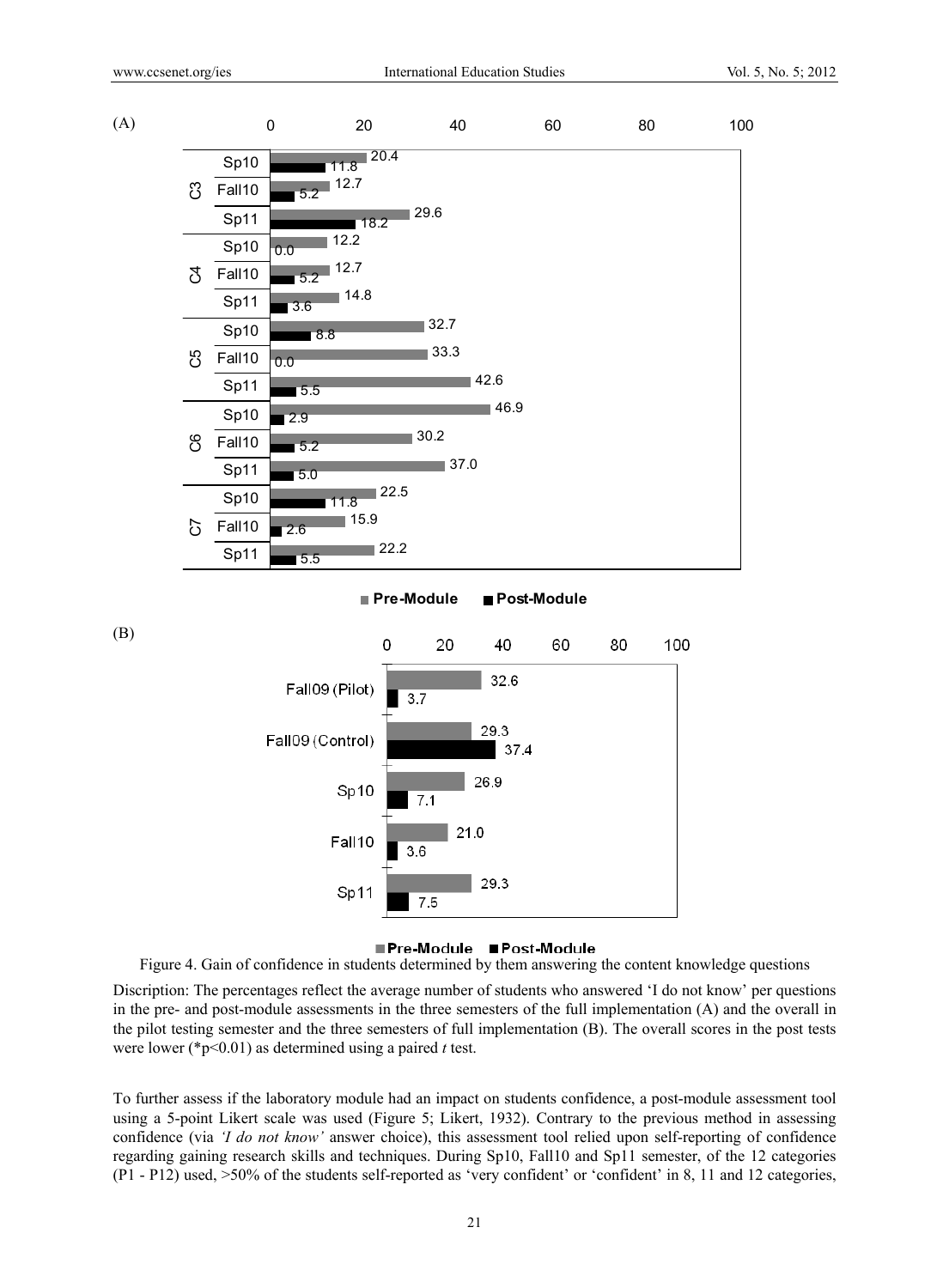Figure 4. Gain of confidence in students determined by them answering the content knowledge questions

Description: The percentages reflect the average number of students who answered 'I do not know' per questions in the pre- and post-module assessments in the three semesters of the full implementation (A) and the overall in the pilot testing semester and the three semesters of full implementation (B). The overall scores in the post tests were lower (*p<0.01) as determined using a paired *t* test.

To further assess if the laboratory module had an impact on students confidence, a post-module assessment tool using a 5-point Likert scale was used (Figure 5; Likert, 1932). Contrary to the previous method in assessing confidence (via *'I do not know'* answer choice), this assessment tool relied upon self-reporting of confidence regarding gaining research skills and techniques. During Sp10, Fall10 and Sp11 semester, of the 12 categories (P1 - P12) used, >50% of the students self-reported as 'very confident' or 'confident' in 8, 11 and 12 categories,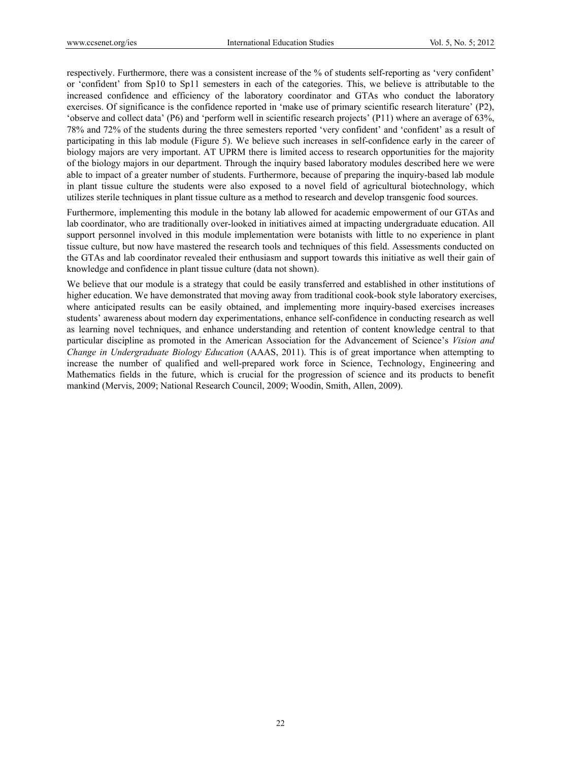respectively. Furthermore, there was a consistent increase of the % of students self-reporting as 'very confident' or 'confident' from Sp10 to Sp11 semesters in each of the categories. This, we believe is attributable to the increased confidence and efficiency of the laboratory coordinator and GTAs who conduct the laboratory exercises. Of significance is the confidence reported in 'make use of primary scientific research literature' (P2), 'observe and collect data' (P6) and 'perform well in scientific research projects' (P11) where an average of 63%, 78% and 72% of the students during the three semesters reported 'very confident' and 'confident' as a result of participating in this lab module (Figure 5). We believe such increases in self-confidence early in the career of biology majors are very important. AT UPRM there is limited access to research opportunities for the majority of the biology majors in our department. Through the inquiry based laboratory modules described here we were able to impact of a greater number of students. Furthermore, because of preparing the inquiry-based lab module in plant tissue culture the students were also exposed to a novel field of agricultural biotechnology, which utilizes sterile techniques in plant tissue culture as a method to research and develop transgenic food sources.

Furthermore, implementing this module in the botany lab allowed for academic empowerment of our GTAs and lab coordinator, who are traditionally over-looked in initiatives aimed at impacting undergraduate education. All support personnel involved in this module implementation were botanists with little to no experience in plant tissue culture, but now have mastered the research tools and techniques of this field. Assessments conducted on the GTAs and lab coordinator revealed their enthusiasm and support towards this initiative as well their gain of knowledge and confidence in plant tissue culture (data not shown).

We believe that our module is a strategy that could be easily transferred and established in other institutions of higher education. We have demonstrated that moving away from traditional cook-book style laboratory exercises, where anticipated results can be easily obtained, and implementing more inquiry-based exercises increases students' awareness about modern day experimentations, enhance self-confidence in conducting research as well as learning novel techniques, and enhance understanding and retention of content knowledge central to that particular discipline as promoted in the American Association for the Advancement of Science's *Vision and Change in Undergraduate Biology Education* (AAAS, 2011). This is of great importance when attempting to increase the number of qualified and well-prepared work force in Science, Technology, Engineering and Mathematics fields in the future, which is crucial for the progression of science and its products to benefit mankind (Mervis, 2009; National Research Council, 2009; Woodin, Smith, Allen, 2009).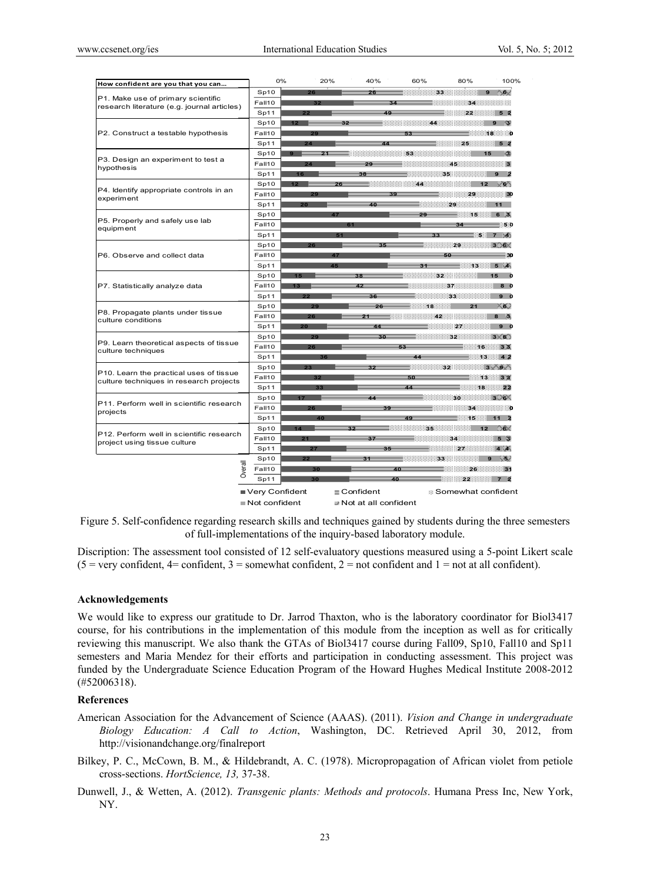| How confident are you that you can... | Semester | Very Confident | Confident | Somewhat confident | Not confident | Not at all confident |
|---|---|---|---|---|---|---|
| P1. Make use of primary scientific research literature (e.g. journal articles) | Sp10 | 26 | 26 | 33 | 9 | 6 |
| | Fall10 | 32 | 34 | 34 | | |
| | Sp11 | 22 | 49 | 22 | 5 | 2 |
| P2. Construct a testable hypothesis | Sp10 | 12 | 32 | 44 | 9 | 3 |
| | Fall10 | 29 | 53 | 18 | 0 | |
| | Sp11 | 24 | 44 | 25 | 5 | 2 |
| P3. Design an experiment to test a hypothesis | Sp10 | 9 | 21 | 53 | 15 | 3 |
| | Fall10 | 24 | 29 | 45 | 3 | |
| | Sp11 | 16 | 38 | 35 | 9 | 2 |
| P4. Identify appropriate controls in an experiment | Sp10 | 12 | 26 | 44 | 12 | 6 |
| | Fall10 | 29 | 39 | 29 | 3 | 0 |
| | Sp11 | 20 | 40 | 29 | 11 | |
| P5. Properly and safely use lab equipment | Sp10 | 47 | 29 | 15 | 6 | 3 |
| | Fall10 | 61 | 34 | 5 | 0 | |
| | Sp11 | 51 | 33 | 5 | 7 | 4 |
| P6. Observe and collect data | Sp10 | 26 | 35 | 29 | 3 | 6 |
| | Fall10 | 47 | 50 | 3 | 0 | |
| | Sp11 | 45 | 31 | 13 | 5 | 4 |
| P7. Statistically analyze data | Sp10 | 15 | 38 | 32 | 15 | 0 |
| | Fall10 | 13 | 42 | 37 | 8 | 0 |
| | Sp11 | 22 | 36 | 33 | 9 | 0 |
| P8. Propagate plants under tissue culture conditions | Sp10 | 29 | 26 | 18 | 21 | 6 |
| | Fall10 | 26 | 21 | 42 | 8 | 3 |
| | Sp11 | 20 | 44 | 27 | 9 | 0 |
| P9. Learn theoretical aspects of tissue culture techniques | Sp10 | 29 | 30 | 32 | 3 | 6 |
| | Fall10 | 26 | 53 | 16 | 3 | 3 |
| | Sp11 | 36 | 44 | 13 | 4 | 2 |
| P10. Learn the practical uses of tissue culture techniques in research projects | Sp10 | 23 | 32 | 32 | 3 | 9 |
| | Fall10 | 32 | 50 | 13 | 3 | 3 |
| | Sp11 | 33 | 44 | 18 | 2 | 2 |
| P11. Perform well in scientific research projects | Sp10 | 17 | 44 | 30 | 3 | 6 |
| | Fall10 | 26 | 39 | 34 | 0 | |
| | Sp11 | 40 | 49 | 15 | 11 | 2 |
| P12. Perform well in scientific research project using tissue culture | Sp10 | 14 | 32 | 35 | 12 | 6 |
| | Fall10 | 21 | 37 | 34 | 5 | 3 |
| | Sp11 | 27 | 35 | 27 | 4 | 4 |
| Overall | Sp10 | 22 | 31 | 33 | 9 | 5 |
| | Fall10 | 30 | 40 | 26 | 3 | 1 |
| | Sp11 | 30 | 40 | 22 | 7 | 2 |

Figure 5. Self-confidence regarding research skills and techniques gained by students during the three semesters of full-implementations of the inquiry-based laboratory module.

Discription: The assessment tool consisted of 12 self-evaluatory questions measured using a 5-point Likert scale (5 = very confident, 4= confident, 3 = somewhat confident, 2 = not confident and 1 = not at all confident).

## Acknowledgements

We would like to express our gratitude to Dr. Jarrod Thaxton, who is the laboratory coordinator for Biol3417 course, for his contributions in the implementation of this module from the inception as well as for critically reviewing this manuscript. We also thank the GTAs of Biol3417 course during Fall09, Sp10, Fall10 and Sp11 semesters and Maria Mendez for their efforts and participation in conducting assessment. This project was funded by the Undergraduate Science Education Program of the Howard Hughes Medical Institute 2008-2012 (#52006318).

## References

American Association for the Advancement of Science (AAAS). (2011). *Vision and Change in undergraduate Biology Education: A Call to Action*, Washington, DC. Retrieved April 30, 2012, from http://visionandchange.org/finalreport

Bilkey, P. C., McCown, B. M., & Hildebrandt, A. C. (1978). Micropropagation of African violet from petiole cross-sections. *HortScience, 13,* 37-38.

Dunwell, J., & Wetten, A. (2012). *Transgenic plants: Methods and protocols*. Humana Press Inc, New York, NY.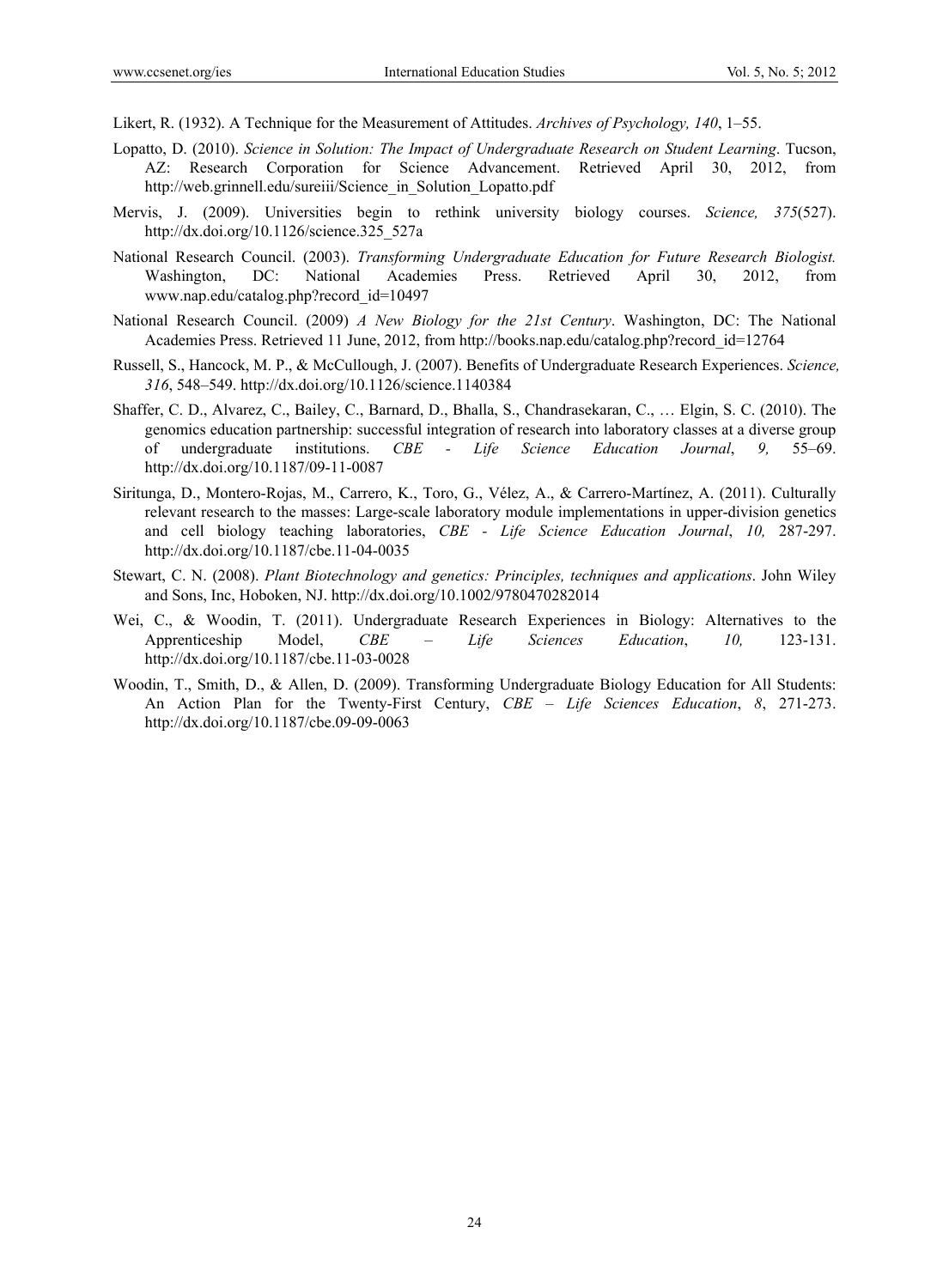Likert, R. (1932). A Technique for the Measurement of Attitudes. *Archives of Psychology, 140*, 1–55.

Lopatto, D. (2010). *Science in Solution: The Impact of Undergraduate Research on Student Learning*. Tucson, AZ: Research Corporation for Science Advancement. Retrieved April 30, 2012, from http://web.grinnell.edu/sureiii/Science_in_Solution_Lopatto.pdf

Mervis, J. (2009). Universities begin to rethink university biology courses. *Science, 375*(527). http://dx.doi.org/10.1126/science.325_527a

National Research Council. (2003). *Transforming Undergraduate Education for Future Research Biologist.* Washington, DC: National Academies Press. Retrieved April 30, 2012, from www.nap.edu/catalog.php?record_id=10497

National Research Council. (2009) *A New Biology for the 21st Century*. Washington, DC: The National Academies Press. Retrieved 11 June, 2012, from http://books.nap.edu/catalog.php?record_id=12764

Russell, S., Hancock, M. P., & McCullough, J. (2007). Benefits of Undergraduate Research Experiences. *Science, 316*, 548–549. http://dx.doi.org/10.1126/science.1140384

Shaffer, C. D., Alvarez, C., Bailey, C., Barnard, D., Bhalla, S., Chandrasekaran, C., … Elgin, S. C. (2010). The genomics education partnership: successful integration of research into laboratory classes at a diverse group of undergraduate institutions. *CBE - Life Science Education Journal*, *9,* 55–69. http://dx.doi.org/10.1187/09-11-0087

Siritunga, D., Montero-Rojas, M., Carrero, K., Toro, G., Vélez, A., & Carrero-Martínez, A. (2011). Culturally relevant research to the masses: Large-scale laboratory module implementations in upper-division genetics and cell biology teaching laboratories, *CBE - Life Science Education Journal*, *10,* 287-297. http://dx.doi.org/10.1187/cbe.11-04-0035

Stewart, C. N. (2008). *Plant Biotechnology and genetics: Principles, techniques and applications*. John Wiley and Sons, Inc, Hoboken, NJ. http://dx.doi.org/10.1002/9780470282014

Wei, C., & Woodin, T. (2011). Undergraduate Research Experiences in Biology: Alternatives to the Apprenticeship Model, *CBE – Life Sciences Education*, *10,* 123-131. http://dx.doi.org/10.1187/cbe.11-03-0028

Woodin, T., Smith, D., & Allen, D. (2009). Transforming Undergraduate Biology Education for All Students: An Action Plan for the Twenty-First Century, *CBE – Life Sciences Education*, *8*, 271-273. http://dx.doi.org/10.1187/cbe.09-09-0063